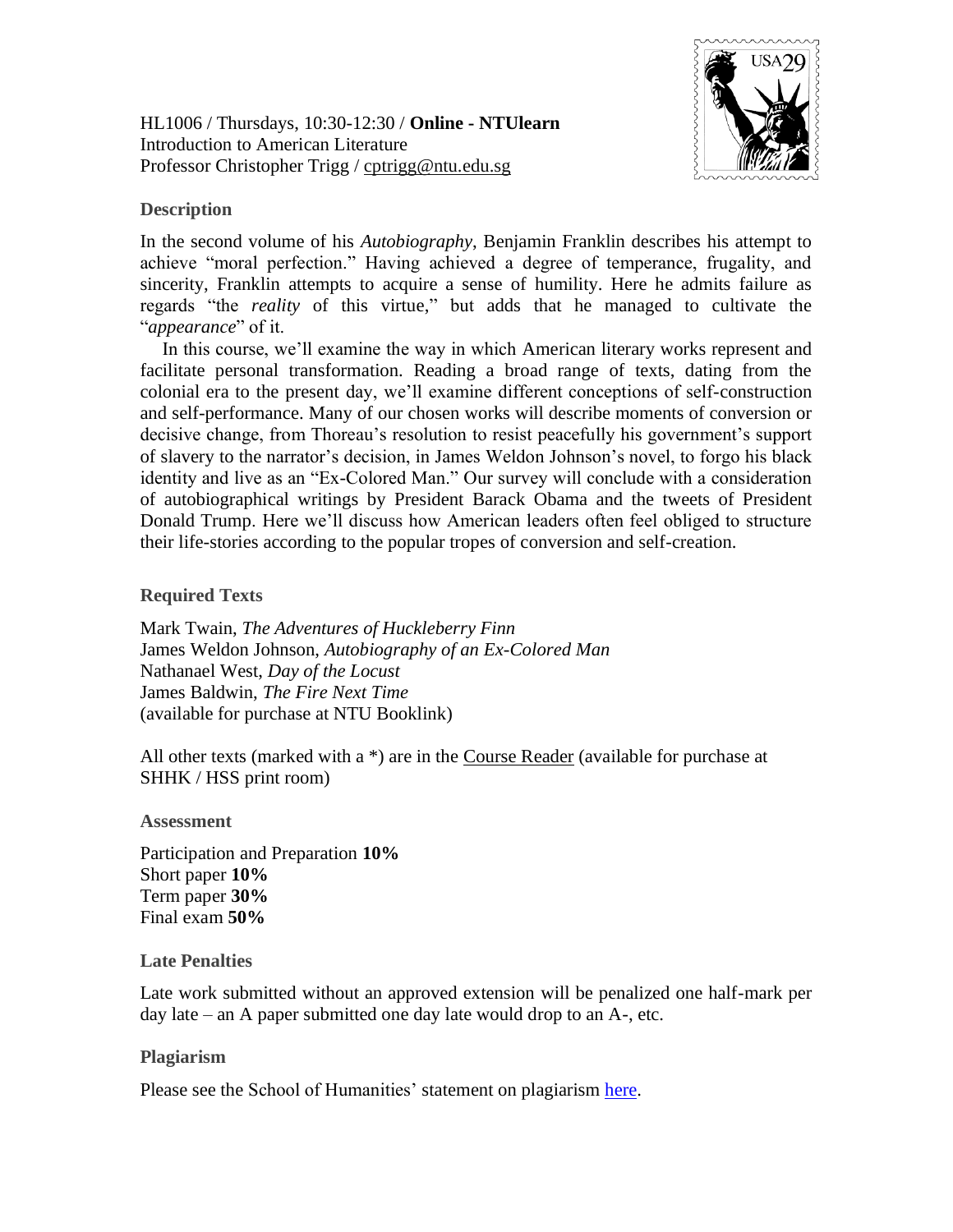HL1006 / Thursdays, 10:30-12:30 / **Online - NTUlearn**
Introduction to American Literature
Professor Christopher Trigg / cptrigg@ntu.edu.sg

### Description

In the second volume of his *Autobiography*, Benjamin Franklin describes his attempt to achieve "moral perfection." Having achieved a degree of temperance, frugality, and sincerity, Franklin attempts to acquire a sense of humility. Here he admits failure as regards "the *reality* of this virtue," but adds that he managed to cultivate the "*appearance*" of it.

In this course, we'll examine the way in which American literary works represent and facilitate personal transformation. Reading a broad range of texts, dating from the colonial era to the present day, we'll examine different conceptions of self-construction and self-performance. Many of our chosen works will describe moments of conversion or decisive change, from Thoreau's resolution to resist peacefully his government's support of slavery to the narrator's decision, in James Weldon Johnson's novel, to forgo his black identity and live as an "Ex-Colored Man." Our survey will conclude with a consideration of autobiographical writings by President Barack Obama and the tweets of President Donald Trump. Here we'll discuss how American leaders often feel obliged to structure their life-stories according to the popular tropes of conversion and self-creation.

### Required Texts

Mark Twain, *The Adventures of Huckleberry Finn*
James Weldon Johnson, *Autobiography of an Ex-Colored Man*
Nathanael West, *Day of the Locust*
James Baldwin, *The Fire Next Time*
(available for purchase at NTU Booklink)

All other texts (marked with a *) are in the Course Reader (available for purchase at SHHK / HSS print room)

### Assessment

Participation and Preparation **10%**
Short paper **10%**
Term paper **30%**
Final exam **50%**

### Late Penalties

Late work submitted without an approved extension will be penalized one half-mark per day late – an A paper submitted one day late would drop to an A-, etc.

### Plagiarism

Please see the School of Humanities' statement on plagiarism here.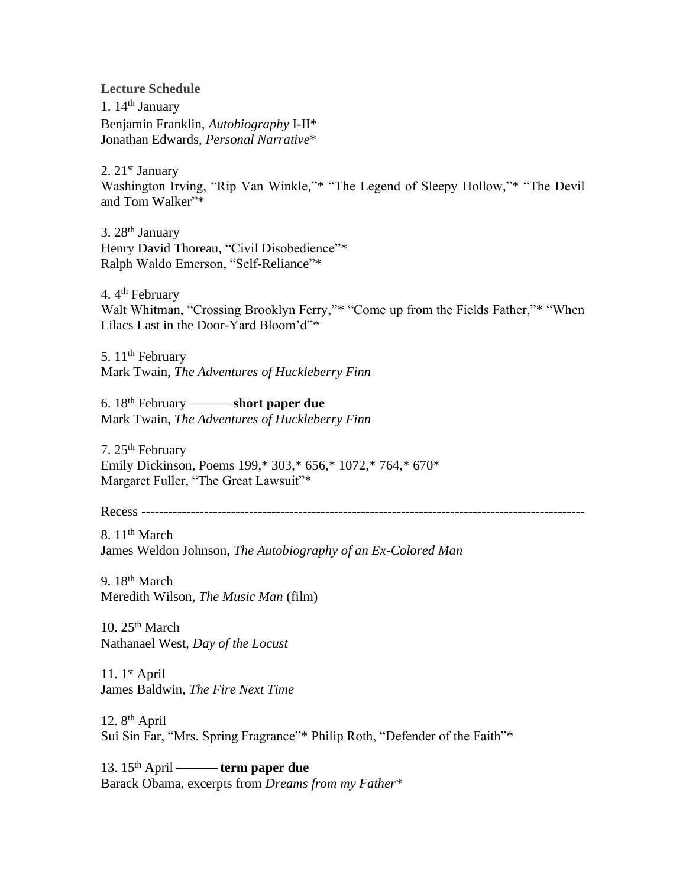**Lecture Schedule**

1. 14th January
Benjamin Franklin, *Autobiography* I-II*
Jonathan Edwards, *Personal Narrative**

2. 21st January
Washington Irving, "Rip Van Winkle,"* "The Legend of Sleepy Hollow,"* "The Devil and Tom Walker"*

3. 28th January
Henry David Thoreau, "Civil Disobedience"*
Ralph Waldo Emerson, "Self-Reliance"*

4. 4th February
Walt Whitman, "Crossing Brooklyn Ferry,"* "Come up from the Fields Father,"* "When Lilacs Last in the Door-Yard Bloom'd"*

5. 11th February
Mark Twain, *The Adventures of Huckleberry Finn*

6. 18th February ——— **short paper due**
Mark Twain, *The Adventures of Huckleberry Finn*

7. 25th February
Emily Dickinson, Poems 199,* 303,* 656,* 1072,* 764,* 670*
Margaret Fuller, "The Great Lawsuit"*

Recess ------------------------------------------------------------------------------------------------

8. 11th March
James Weldon Johnson, *The Autobiography of an Ex-Colored Man*

9. 18th March
Meredith Wilson, *The Music Man* (film)

10. 25th March
Nathanael West, *Day of the Locust*

11. 1st April
James Baldwin, *The Fire Next Time*

12. 8th April
Sui Sin Far, "Mrs. Spring Fragrance"* Philip Roth, "Defender of the Faith"*

13. 15th April ——— **term paper due**
Barack Obama, excerpts from *Dreams from my Father**